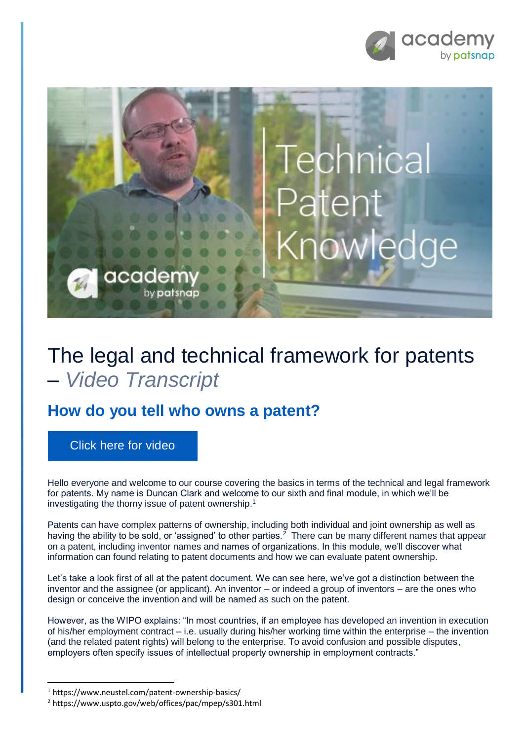# The legal and technical framework for patents – *Video Transcript*

## How do you tell who owns a patent?

Click here for video

Hello everyone and welcome to our course covering the basics in terms of the technical and legal framework for patents. My name is Duncan Clark and welcome to our sixth and final module, in which we'll be investigating the thorny issue of patent ownership.[1]

Patents can have complex patterns of ownership, including both individual and joint ownership as well as having the ability to be sold, or 'assigned' to other parties.[2] There can be many different names that appear on a patent, including inventor names and names of organizations. In this module, we'll discover what information can found relating to patent documents and how we can evaluate patent ownership.

Let's take a look first of all at the patent document. We can see here, we've got a distinction between the inventor and the assignee (or applicant). An inventor – or indeed a group of inventors – are the ones who design or conceive the invention and will be named as such on the patent.

However, as the WIPO explains: "In most countries, if an employee has developed an invention in execution of his/her employment contract – i.e. usually during his/her working time within the enterprise – the invention (and the related patent rights) will belong to the enterprise. To avoid confusion and possible disputes, employers often specify issues of intellectual property ownership in employment contracts."

---

[1] https://www.neustel.com/patent-ownership-basics/

[2] https://www.uspto.gov/web/offices/pac/mpep/s301.html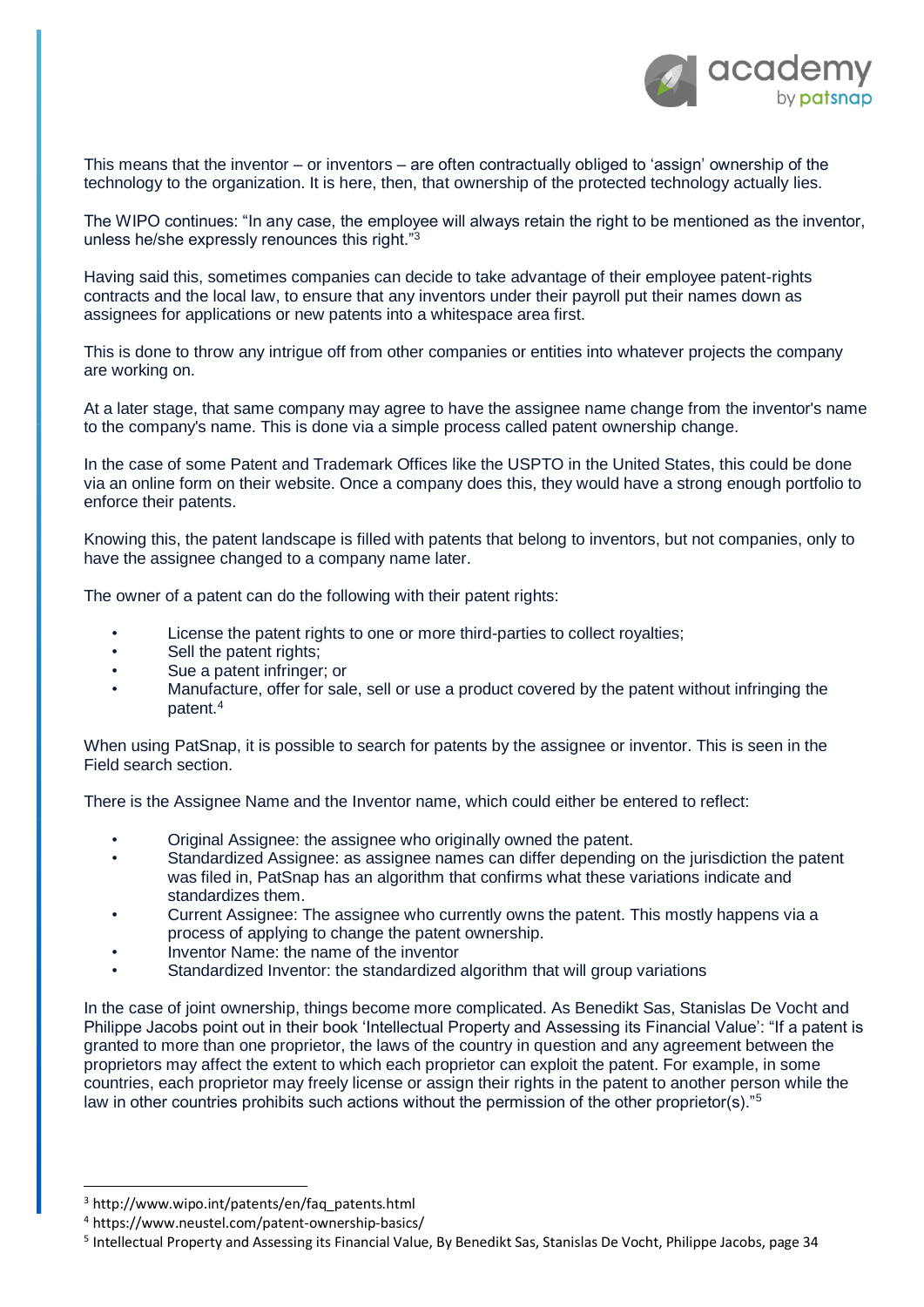This means that the inventor – or inventors – are often contractually obliged to 'assign' ownership of the technology to the organization. It is here, then, that ownership of the protected technology actually lies.

The WIPO continues: "In any case, the employee will always retain the right to be mentioned as the inventor, unless he/she expressly renounces this right."[3]

Having said this, sometimes companies can decide to take advantage of their employee patent-rights contracts and the local law, to ensure that any inventors under their payroll put their names down as assignees for applications or new patents into a whitespace area first.

This is done to throw any intrigue off from other companies or entities into whatever projects the company are working on.

At a later stage, that same company may agree to have the assignee name change from the inventor's name to the company's name. This is done via a simple process called patent ownership change.

In the case of some Patent and Trademark Offices like the USPTO in the United States, this could be done via an online form on their website. Once a company does this, they would have a strong enough portfolio to enforce their patents.

Knowing this, the patent landscape is filled with patents that belong to inventors, but not companies, only to have the assignee changed to a company name later.

The owner of a patent can do the following with their patent rights:

- License the patent rights to one or more third-parties to collect royalties;
- Sell the patent rights;
- Sue a patent infringer; or
- Manufacture, offer for sale, sell or use a product covered by the patent without infringing the patent.[4]

When using PatSnap, it is possible to search for patents by the assignee or inventor. This is seen in the Field search section.

There is the Assignee Name and the Inventor name, which could either be entered to reflect:

- Original Assignee: the assignee who originally owned the patent.
- Standardized Assignee: as assignee names can differ depending on the jurisdiction the patent was filed in, PatSnap has an algorithm that confirms what these variations indicate and standardizes them.
- Current Assignee: The assignee who currently owns the patent. This mostly happens via a process of applying to change the patent ownership.
- Inventor Name: the name of the inventor
- Standardized Inventor: the standardized algorithm that will group variations

In the case of joint ownership, things become more complicated. As Benedikt Sas, Stanislas De Vocht and Philippe Jacobs point out in their book 'Intellectual Property and Assessing its Financial Value': "If a patent is granted to more than one proprietor, the laws of the country in question and any agreement between the proprietors may affect the extent to which each proprietor can exploit the patent. For example, in some countries, each proprietor may freely license or assign their rights in the patent to another person while the law in other countries prohibits such actions without the permission of the other proprietor(s)."[5]

---

[3] http://www.wipo.int/patents/en/faq_patents.html

[4] https://www.neustel.com/patent-ownership-basics/

[5] Intellectual Property and Assessing its Financial Value, By Benedikt Sas, Stanislas De Vocht, Philippe Jacobs, page 34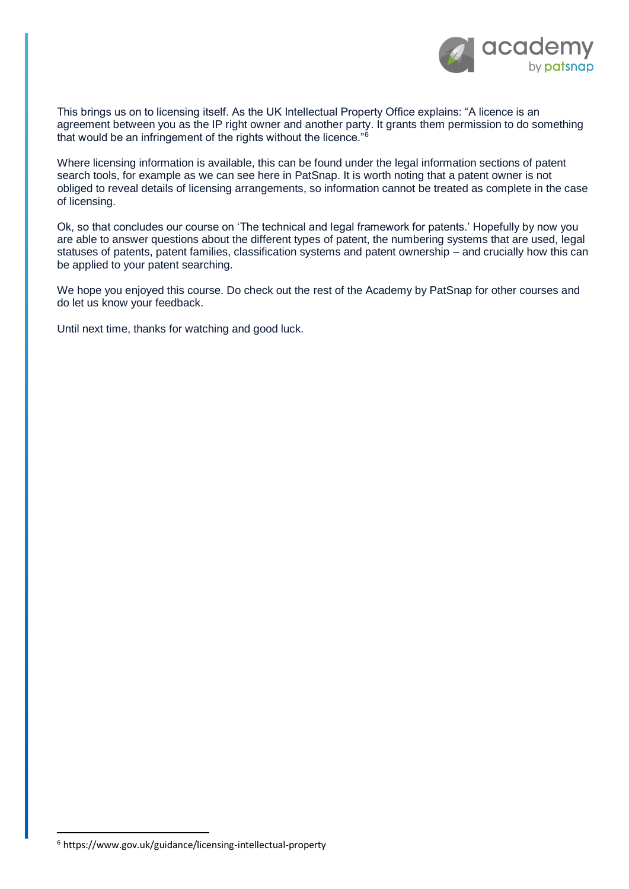This brings us on to licensing itself. As the UK Intellectual Property Office explains: "A licence is an agreement between you as the IP right owner and another party. It grants them permission to do something that would be an infringement of the rights without the licence."[6]

Where licensing information is available, this can be found under the legal information sections of patent search tools, for example as we can see here in PatSnap. It is worth noting that a patent owner is not obliged to reveal details of licensing arrangements, so information cannot be treated as complete in the case of licensing.

Ok, so that concludes our course on 'The technical and legal framework for patents.' Hopefully by now you are able to answer questions about the different types of patent, the numbering systems that are used, legal statuses of patents, patent families, classification systems and patent ownership – and crucially how this can be applied to your patent searching.

We hope you enjoyed this course. Do check out the rest of the Academy by PatSnap for other courses and do let us know your feedback.

Until next time, thanks for watching and good luck.

---

[6] https://www.gov.uk/guidance/licensing-intellectual-property